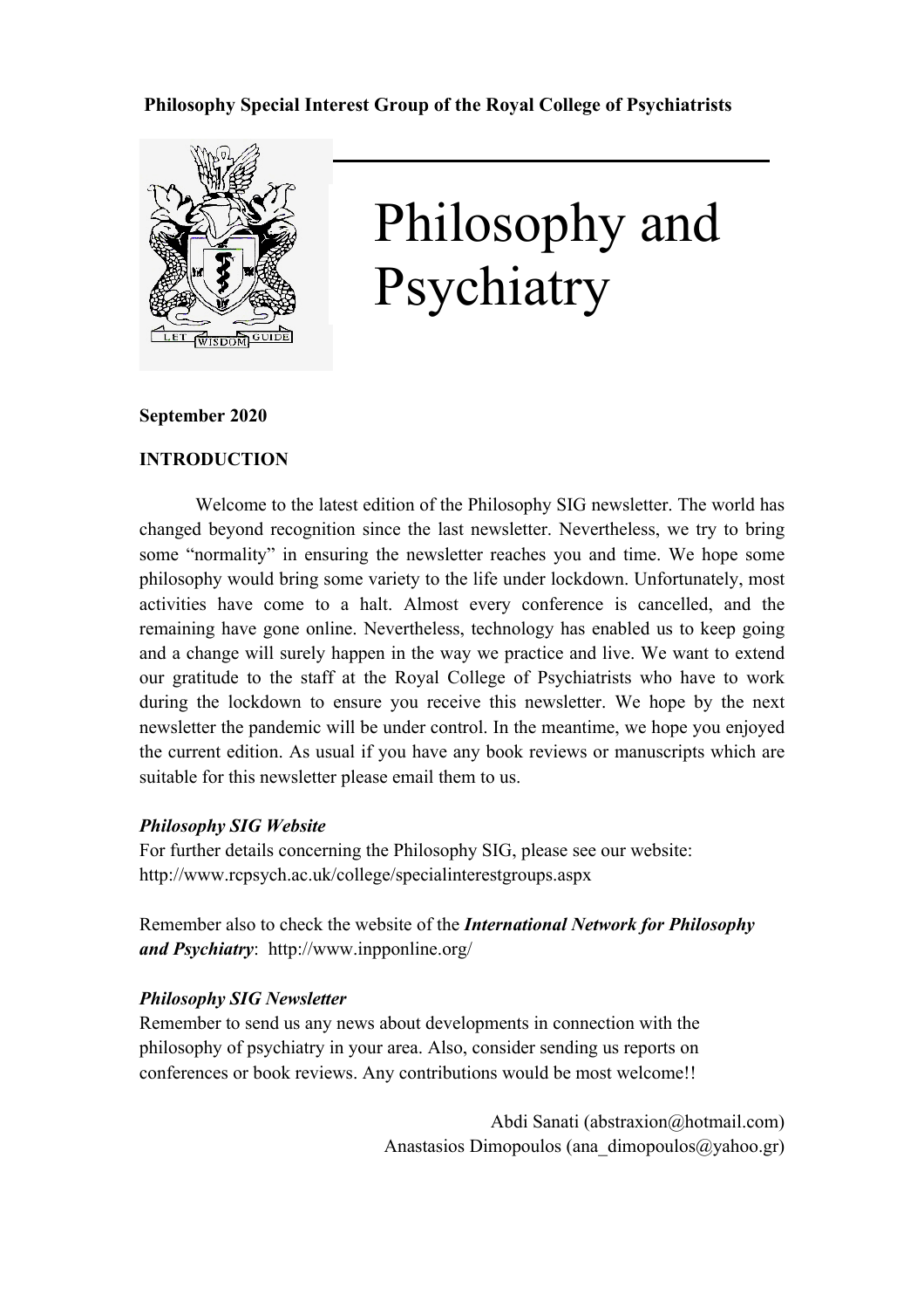**Philosophy Special Interest Group of the Royal College of Psychiatrists**

# Philosophy and Psychiatry

**September 2020**

**INTRODUCTION**

Welcome to the latest edition of the Philosophy SIG newsletter. The world has changed beyond recognition since the last newsletter. Nevertheless, we try to bring some "normality" in ensuring the newsletter reaches you and time. We hope some philosophy would bring some variety to the life under lockdown. Unfortunately, most activities have come to a halt. Almost every conference is cancelled, and the remaining have gone online. Nevertheless, technology has enabled us to keep going and a change will surely happen in the way we practice and live. We want to extend our gratitude to the staff at the Royal College of Psychiatrists who have to work during the lockdown to ensure you receive this newsletter. We hope by the next newsletter the pandemic will be under control. In the meantime, we hope you enjoyed the current edition. As usual if you have any book reviews or manuscripts which are suitable for this newsletter please email them to us.

***Philosophy SIG Website***

For further details concerning the Philosophy SIG, please see our website: http://www.rcpsych.ac.uk/college/specialinterestgroups.aspx

Remember also to check the website of the ***International Network for Philosophy and Psychiatry***: http://www.inpponline.org/

***Philosophy SIG Newsletter***

Remember to send us any news about developments in connection with the philosophy of psychiatry in your area. Also, consider sending us reports on conferences or book reviews. Any contributions would be most welcome!!

Abdi Sanati (abstraxion@hotmail.com)
Anastasios Dimopoulos (ana_dimopoulos@yahoo.gr)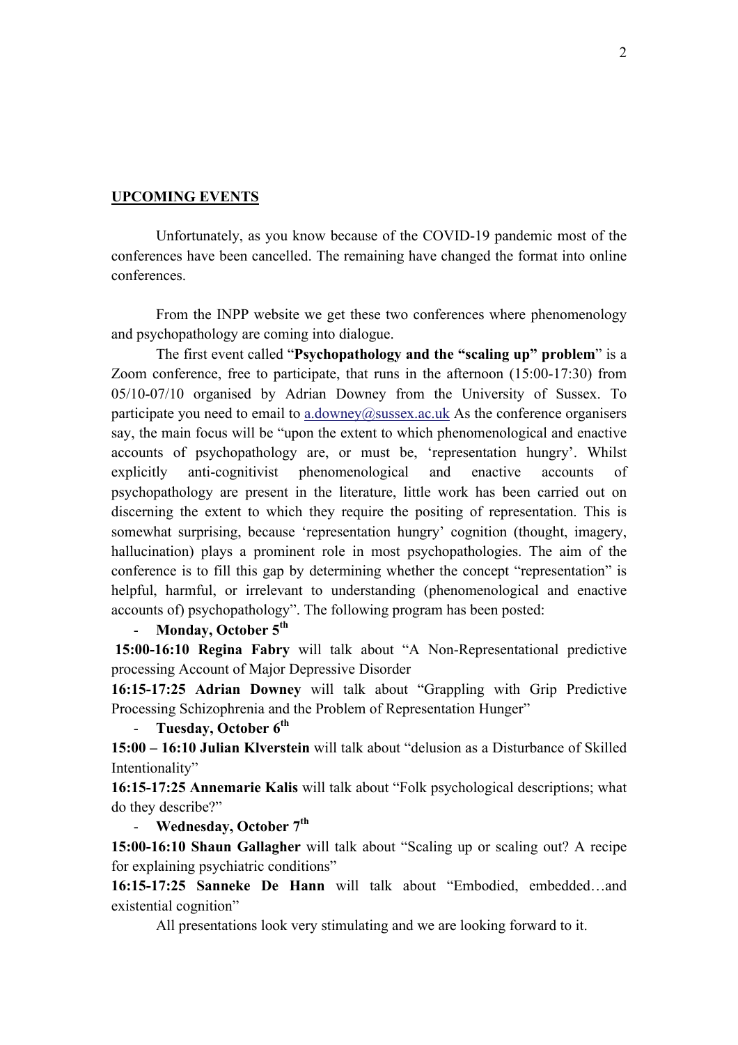## UPCOMING EVENTS

Unfortunately, as you know because of the COVID-19 pandemic most of the conferences have been cancelled. The remaining have changed the format into online conferences.

From the INPP website we get these two conferences where phenomenology and psychopathology are coming into dialogue.

The first event called "**Psychopathology and the "scaling up" problem**" is a Zoom conference, free to participate, that runs in the afternoon (15:00-17:30) from 05/10-07/10 organised by Adrian Downey from the University of Sussex. To participate you need to email to a.downey@sussex.ac.uk As the conference organisers say, the main focus will be "upon the extent to which phenomenological and enactive accounts of psychopathology are, or must be, 'representation hungry'. Whilst explicitly anti-cognitivist phenomenological and enactive accounts of psychopathology are present in the literature, little work has been carried out on discerning the extent to which they require the positing of representation. This is somewhat surprising, because 'representation hungry' cognition (thought, imagery, hallucination) plays a prominent role in most psychopathologies. The aim of the conference is to fill this gap by determining whether the concept "representation" is helpful, harmful, or irrelevant to understanding (phenomenological and enactive accounts of) psychopathology". The following program has been posted:

- **Monday, October 5th**

**15:00-16:10 Regina Fabry** will talk about "A Non-Representational predictive processing Account of Major Depressive Disorder

**16:15-17:25 Adrian Downey** will talk about "Grappling with Grip Predictive Processing Schizophrenia and the Problem of Representation Hunger"

- **Tuesday, October 6th**

**15:00 – 16:10 Julian Klverstein** will talk about "delusion as a Disturbance of Skilled Intentionality"

**16:15-17:25 Annemarie Kalis** will talk about "Folk psychological descriptions; what do they describe?"

- **Wednesday, October 7th**

**15:00-16:10 Shaun Gallagher** will talk about "Scaling up or scaling out? A recipe for explaining psychiatric conditions"

**16:15-17:25 Sanneke De Hann** will talk about "Embodied, embedded…and existential cognition"

All presentations look very stimulating and we are looking forward to it.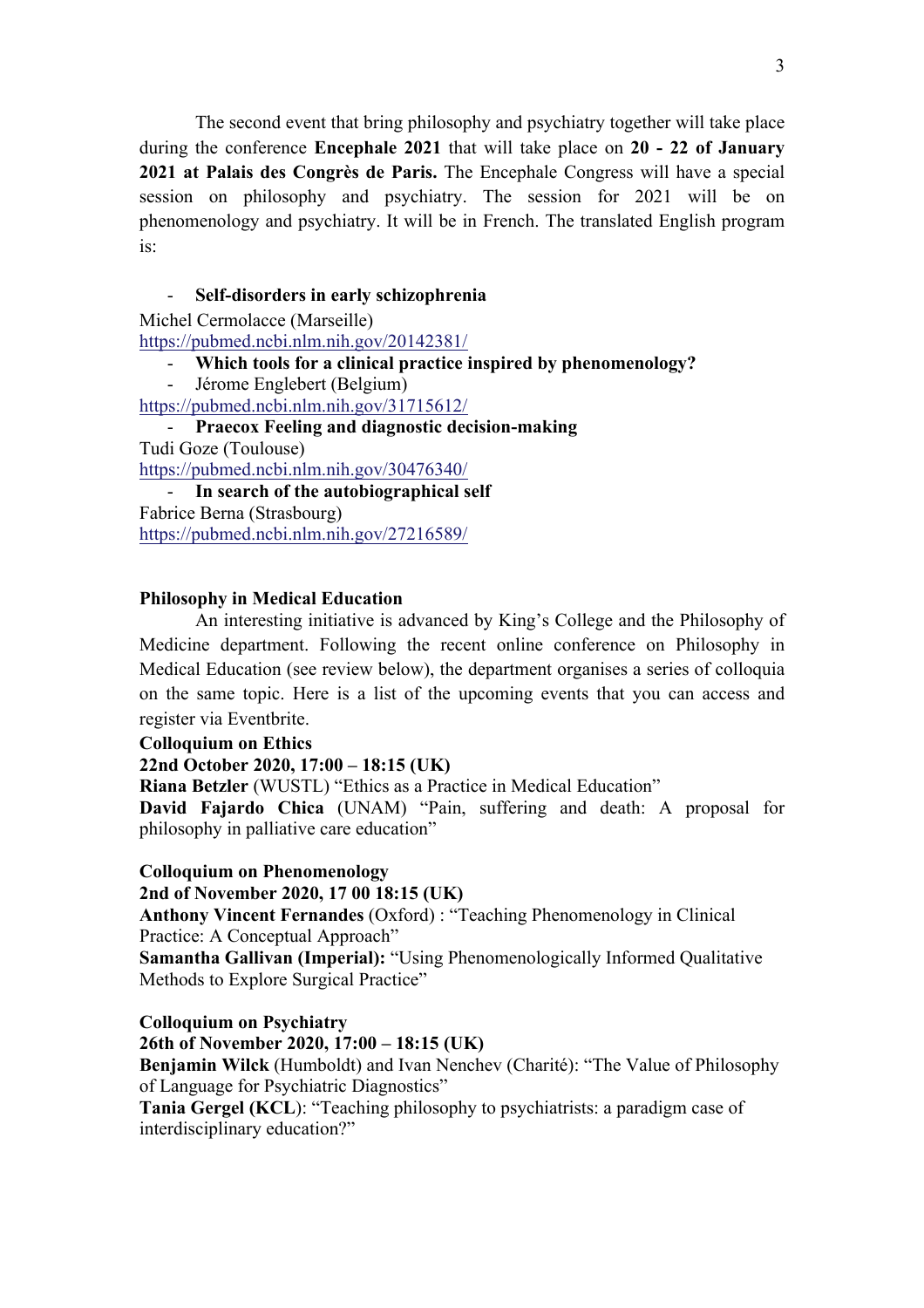The second event that bring philosophy and psychiatry together will take place during the conference **Encephale 2021** that will take place on **20 - 22 of January 2021 at Palais des Congrès de Paris.** The Encephale Congress will have a special session on philosophy and psychiatry. The session for 2021 will be on phenomenology and psychiatry. It will be in French. The translated English program is:

- **Self-disorders in early schizophrenia**

Michel Cermolacce (Marseille)
https://pubmed.ncbi.nlm.nih.gov/20142381/

- **Which tools for a clinical practice inspired by phenomenology?**
- Jérome Englebert (Belgium)

https://pubmed.ncbi.nlm.nih.gov/31715612/

- **Praecox Feeling and diagnostic decision-making**

Tudi Goze (Toulouse)
https://pubmed.ncbi.nlm.nih.gov/30476340/

- **In search of the autobiographical self**

Fabrice Berna (Strasbourg)
https://pubmed.ncbi.nlm.nih.gov/27216589/

**Philosophy in Medical Education**

An interesting initiative is advanced by King's College and the Philosophy of Medicine department. Following the recent online conference on Philosophy in Medical Education (see review below), the department organises a series of colloquia on the same topic. Here is a list of the upcoming events that you can access and register via Eventbrite.

**Colloquium on Ethics**
**22nd October 2020, 17:00 – 18:15 (UK)**
**Riana Betzler** (WUSTL) "Ethics as a Practice in Medical Education"
**David Fajardo Chica** (UNAM) "Pain, suffering and death: A proposal for philosophy in palliative care education"

**Colloquium on Phenomenology**
**2nd of November 2020, 17 00 18:15 (UK)**
**Anthony Vincent Fernandes** (Oxford) : "Teaching Phenomenology in Clinical Practice: A Conceptual Approach"
**Samantha Gallivan (Imperial):** "Using Phenomenologically Informed Qualitative Methods to Explore Surgical Practice"

**Colloquium on Psychiatry**
**26th of November 2020, 17:00 – 18:15 (UK)**
**Benjamin Wilck** (Humboldt) and Ivan Nenchev (Charité): "The Value of Philosophy of Language for Psychiatric Diagnostics"
**Tania Gergel (KCL**): "Teaching philosophy to psychiatrists: a paradigm case of interdisciplinary education?"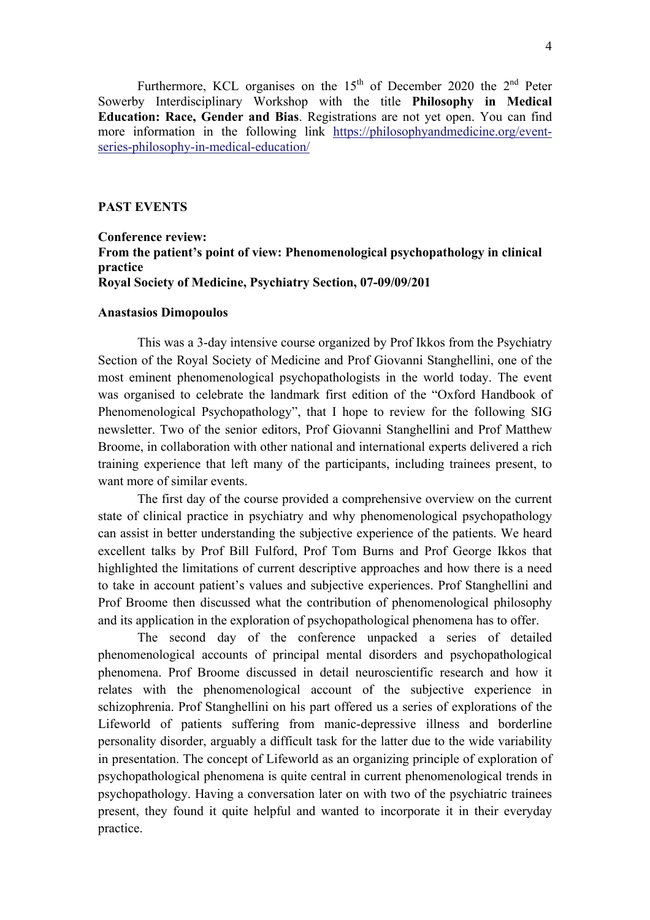Furthermore, KCL organises on the 15th of December 2020 the 2nd Peter Sowerby Interdisciplinary Workshop with the title **Philosophy in Medical Education: Race, Gender and Bias**. Registrations are not yet open. You can find more information in the following link [https://philosophyandmedicine.org/event-series-philosophy-in-medical-education/](https://philosophyandmedicine.org/event-series-philosophy-in-medical-education/)

## PAST EVENTS

### Conference review:
### From the patient's point of view: Phenomenological psychopathology in clinical practice
### Royal Society of Medicine, Psychiatry Section, 07-09/09/201

**Anastasios Dimopoulos**

This was a 3-day intensive course organized by Prof Ikkos from the Psychiatry Section of the Royal Society of Medicine and Prof Giovanni Stanghellini, one of the most eminent phenomenological psychopathologists in the world today. The event was organised to celebrate the landmark first edition of the "Oxford Handbook of Phenomenological Psychopathology", that I hope to review for the following SIG newsletter. Two of the senior editors, Prof Giovanni Stanghellini and Prof Matthew Broome, in collaboration with other national and international experts delivered a rich training experience that left many of the participants, including trainees present, to want more of similar events.

The first day of the course provided a comprehensive overview on the current state of clinical practice in psychiatry and why phenomenological psychopathology can assist in better understanding the subjective experience of the patients. We heard excellent talks by Prof Bill Fulford, Prof Tom Burns and Prof George Ikkos that highlighted the limitations of current descriptive approaches and how there is a need to take in account patient's values and subjective experiences. Prof Stanghellini and Prof Broome then discussed what the contribution of phenomenological philosophy and its application in the exploration of psychopathological phenomena has to offer.

The second day of the conference unpacked a series of detailed phenomenological accounts of principal mental disorders and psychopathological phenomena. Prof Broome discussed in detail neuroscientific research and how it relates with the phenomenological account of the subjective experience in schizophrenia. Prof Stanghellini on his part offered us a series of explorations of the Lifeworld of patients suffering from manic-depressive illness and borderline personality disorder, arguably a difficult task for the latter due to the wide variability in presentation. The concept of Lifeworld as an organizing principle of exploration of psychopathological phenomena is quite central in current phenomenological trends in psychopathology. Having a conversation later on with two of the psychiatric trainees present, they found it quite helpful and wanted to incorporate it in their everyday practice.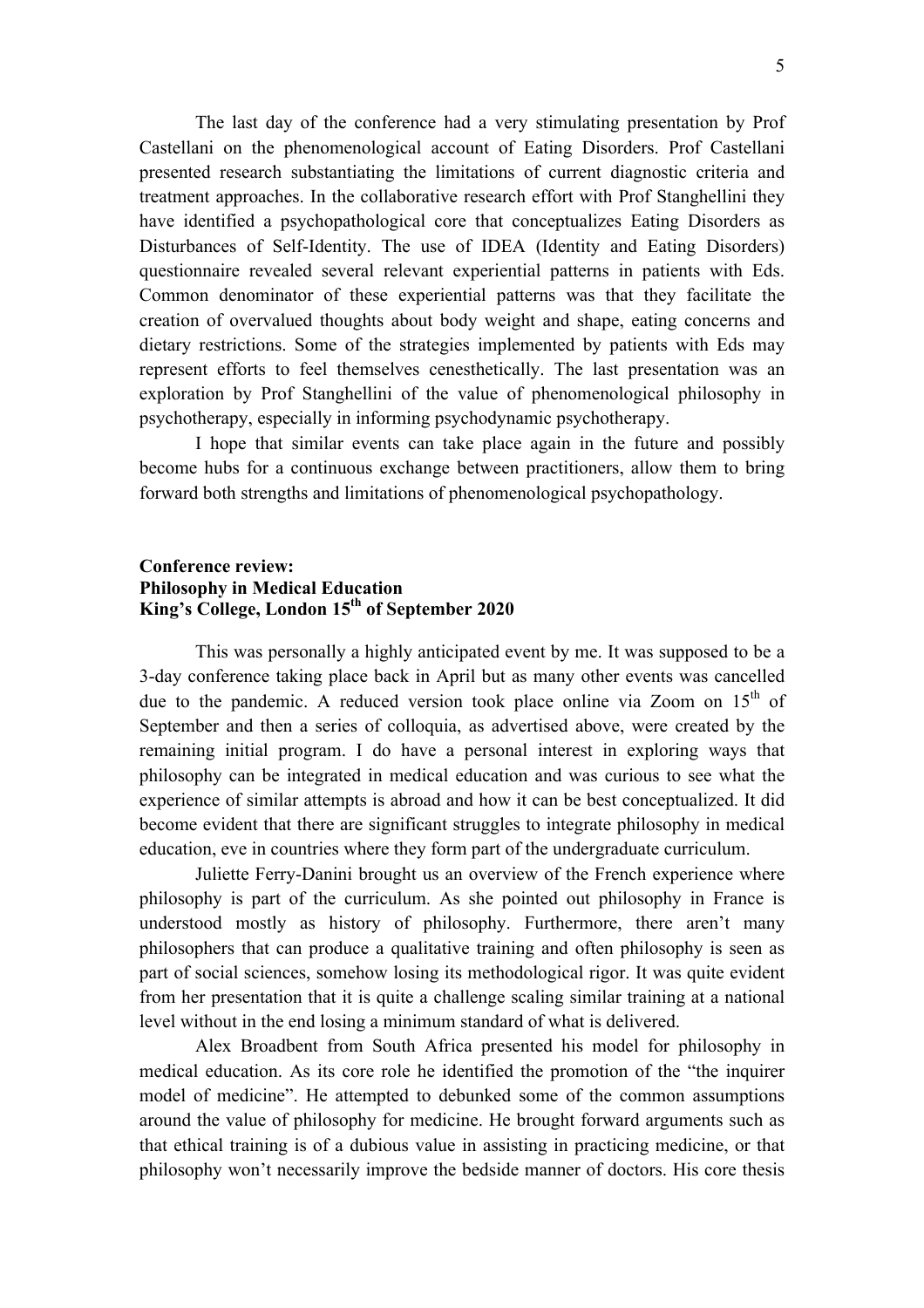The last day of the conference had a very stimulating presentation by Prof Castellani on the phenomenological account of Eating Disorders. Prof Castellani presented research substantiating the limitations of current diagnostic criteria and treatment approaches. In the collaborative research effort with Prof Stanghellini they have identified a psychopathological core that conceptualizes Eating Disorders as Disturbances of Self-Identity. The use of IDEA (Identity and Eating Disorders) questionnaire revealed several relevant experiential patterns in patients with Eds. Common denominator of these experiential patterns was that they facilitate the creation of overvalued thoughts about body weight and shape, eating concerns and dietary restrictions. Some of the strategies implemented by patients with Eds may represent efforts to feel themselves cenesthetically. The last presentation was an exploration by Prof Stanghellini of the value of phenomenological philosophy in psychotherapy, especially in informing psychodynamic psychotherapy.

I hope that similar events can take place again in the future and possibly become hubs for a continuous exchange between practitioners, allow them to bring forward both strengths and limitations of phenomenological psychopathology.

**Conference review:**
**Philosophy in Medical Education**
**King's College, London 15th of September 2020**

This was personally a highly anticipated event by me. It was supposed to be a 3-day conference taking place back in April but as many other events was cancelled due to the pandemic. A reduced version took place online via Zoom on 15th of September and then a series of colloquia, as advertised above, were created by the remaining initial program. I do have a personal interest in exploring ways that philosophy can be integrated in medical education and was curious to see what the experience of similar attempts is abroad and how it can be best conceptualized. It did become evident that there are significant struggles to integrate philosophy in medical education, eve in countries where they form part of the undergraduate curriculum.

Juliette Ferry-Danini brought us an overview of the French experience where philosophy is part of the curriculum. As she pointed out philosophy in France is understood mostly as history of philosophy. Furthermore, there aren't many philosophers that can produce a qualitative training and often philosophy is seen as part of social sciences, somehow losing its methodological rigor. It was quite evident from her presentation that it is quite a challenge scaling similar training at a national level without in the end losing a minimum standard of what is delivered.

Alex Broadbent from South Africa presented his model for philosophy in medical education. As its core role he identified the promotion of the "the inquirer model of medicine". He attempted to debunked some of the common assumptions around the value of philosophy for medicine. He brought forward arguments such as that ethical training is of a dubious value in assisting in practicing medicine, or that philosophy won't necessarily improve the bedside manner of doctors. His core thesis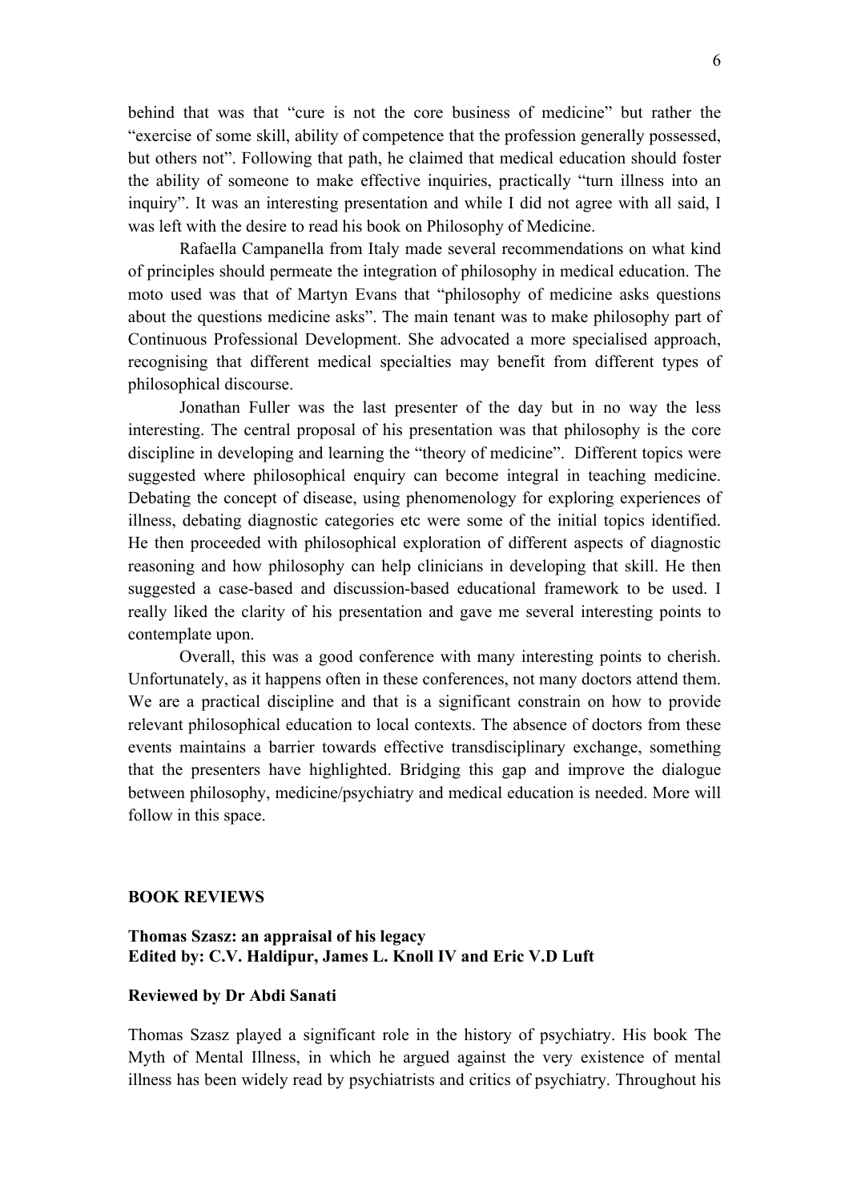behind that was that "cure is not the core business of medicine" but rather the "exercise of some skill, ability of competence that the profession generally possessed, but others not". Following that path, he claimed that medical education should foster the ability of someone to make effective inquiries, practically "turn illness into an inquiry". It was an interesting presentation and while I did not agree with all said, I was left with the desire to read his book on Philosophy of Medicine.

Rafaella Campanella from Italy made several recommendations on what kind of principles should permeate the integration of philosophy in medical education. The moto used was that of Martyn Evans that "philosophy of medicine asks questions about the questions medicine asks". The main tenant was to make philosophy part of Continuous Professional Development. She advocated a more specialised approach, recognising that different medical specialties may benefit from different types of philosophical discourse.

Jonathan Fuller was the last presenter of the day but in no way the less interesting. The central proposal of his presentation was that philosophy is the core discipline in developing and learning the "theory of medicine". Different topics were suggested where philosophical enquiry can become integral in teaching medicine. Debating the concept of disease, using phenomenology for exploring experiences of illness, debating diagnostic categories etc were some of the initial topics identified. He then proceeded with philosophical exploration of different aspects of diagnostic reasoning and how philosophy can help clinicians in developing that skill. He then suggested a case-based and discussion-based educational framework to be used. I really liked the clarity of his presentation and gave me several interesting points to contemplate upon.

Overall, this was a good conference with many interesting points to cherish. Unfortunately, as it happens often in these conferences, not many doctors attend them. We are a practical discipline and that is a significant constrain on how to provide relevant philosophical education to local contexts. The absence of doctors from these events maintains a barrier towards effective transdisciplinary exchange, something that the presenters have highlighted. Bridging this gap and improve the dialogue between philosophy, medicine/psychiatry and medical education is needed. More will follow in this space.

## BOOK REVIEWS

### Thomas Szasz: an appraisal of his legacy
**Edited by: C.V. Haldipur, James L. Knoll IV and Eric V.D Luft**

**Reviewed by Dr Abdi Sanati**

Thomas Szasz played a significant role in the history of psychiatry. His book The Myth of Mental Illness, in which he argued against the very existence of mental illness has been widely read by psychiatrists and critics of psychiatry. Throughout his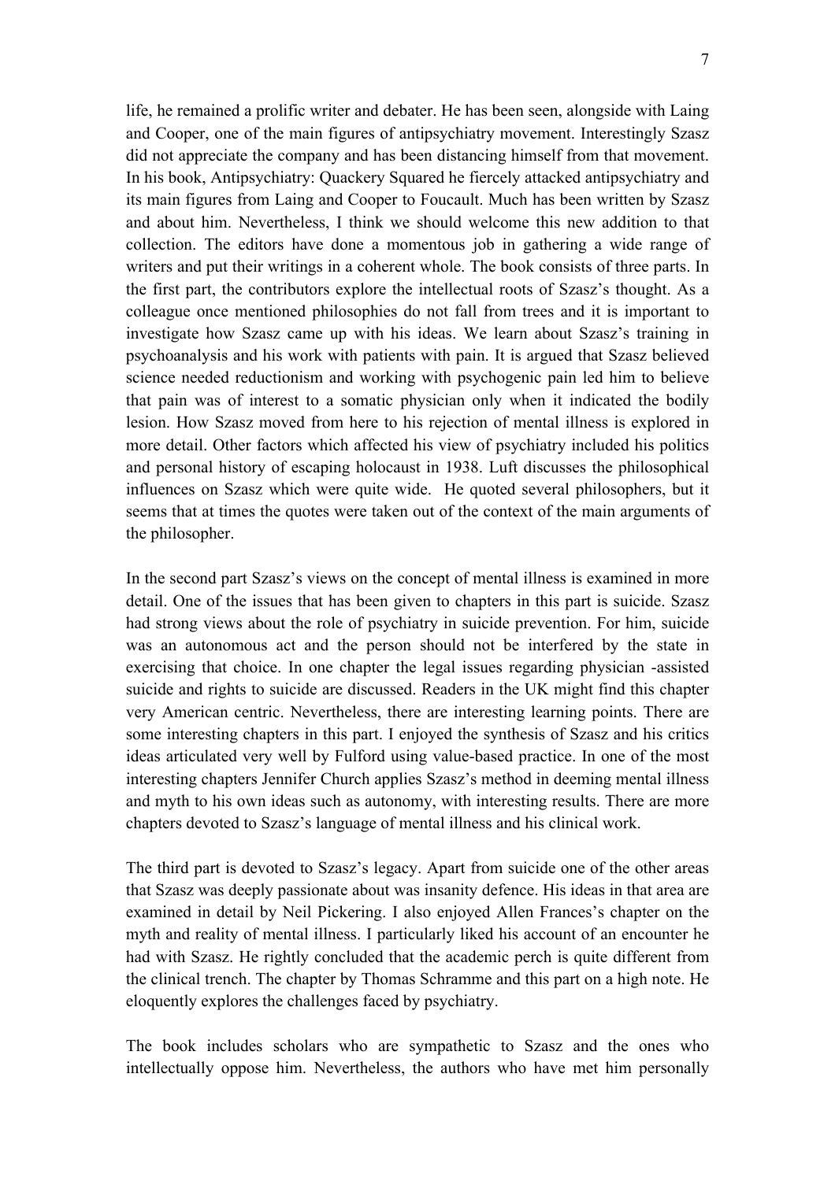life, he remained a prolific writer and debater. He has been seen, alongside with Laing and Cooper, one of the main figures of antipsychiatry movement. Interestingly Szasz did not appreciate the company and has been distancing himself from that movement. In his book, Antipsychiatry: Quackery Squared he fiercely attacked antipsychiatry and its main figures from Laing and Cooper to Foucault. Much has been written by Szasz and about him. Nevertheless, I think we should welcome this new addition to that collection. The editors have done a momentous job in gathering a wide range of writers and put their writings in a coherent whole. The book consists of three parts. In the first part, the contributors explore the intellectual roots of Szasz's thought. As a colleague once mentioned philosophies do not fall from trees and it is important to investigate how Szasz came up with his ideas. We learn about Szasz's training in psychoanalysis and his work with patients with pain. It is argued that Szasz believed science needed reductionism and working with psychogenic pain led him to believe that pain was of interest to a somatic physician only when it indicated the bodily lesion. How Szasz moved from here to his rejection of mental illness is explored in more detail. Other factors which affected his view of psychiatry included his politics and personal history of escaping holocaust in 1938. Luft discusses the philosophical influences on Szasz which were quite wide. He quoted several philosophers, but it seems that at times the quotes were taken out of the context of the main arguments of the philosopher.

In the second part Szasz's views on the concept of mental illness is examined in more detail. One of the issues that has been given to chapters in this part is suicide. Szasz had strong views about the role of psychiatry in suicide prevention. For him, suicide was an autonomous act and the person should not be interfered by the state in exercising that choice. In one chapter the legal issues regarding physician -assisted suicide and rights to suicide are discussed. Readers in the UK might find this chapter very American centric. Nevertheless, there are interesting learning points. There are some interesting chapters in this part. I enjoyed the synthesis of Szasz and his critics ideas articulated very well by Fulford using value-based practice. In one of the most interesting chapters Jennifer Church applies Szasz's method in deeming mental illness and myth to his own ideas such as autonomy, with interesting results. There are more chapters devoted to Szasz's language of mental illness and his clinical work.

The third part is devoted to Szasz's legacy. Apart from suicide one of the other areas that Szasz was deeply passionate about was insanity defence. His ideas in that area are examined in detail by Neil Pickering. I also enjoyed Allen Frances's chapter on the myth and reality of mental illness. I particularly liked his account of an encounter he had with Szasz. He rightly concluded that the academic perch is quite different from the clinical trench. The chapter by Thomas Schramme and this part on a high note. He eloquently explores the challenges faced by psychiatry.

The book includes scholars who are sympathetic to Szasz and the ones who intellectually oppose him. Nevertheless, the authors who have met him personally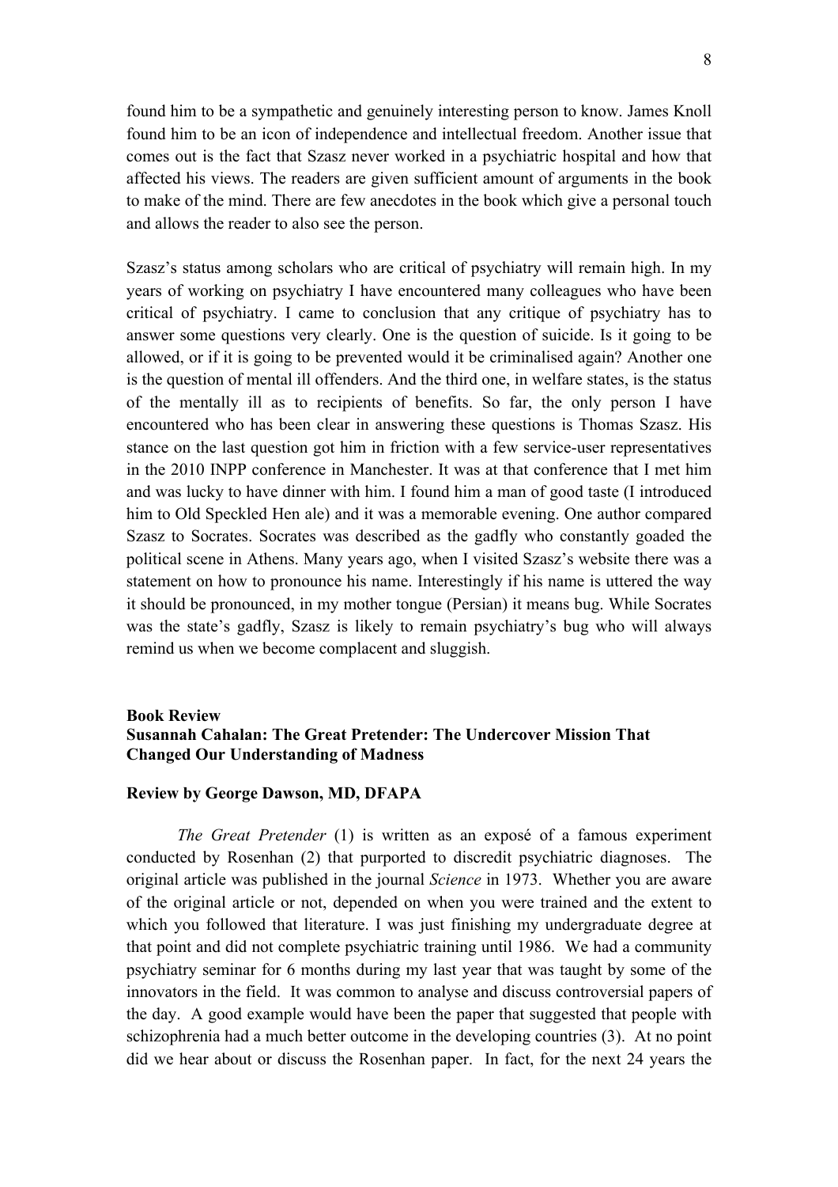found him to be a sympathetic and genuinely interesting person to know. James Knoll found him to be an icon of independence and intellectual freedom. Another issue that comes out is the fact that Szasz never worked in a psychiatric hospital and how that affected his views. The readers are given sufficient amount of arguments in the book to make of the mind. There are few anecdotes in the book which give a personal touch and allows the reader to also see the person.

Szasz's status among scholars who are critical of psychiatry will remain high. In my years of working on psychiatry I have encountered many colleagues who have been critical of psychiatry. I came to conclusion that any critique of psychiatry has to answer some questions very clearly. One is the question of suicide. Is it going to be allowed, or if it is going to be prevented would it be criminalised again? Another one is the question of mental ill offenders. And the third one, in welfare states, is the status of the mentally ill as to recipients of benefits. So far, the only person I have encountered who has been clear in answering these questions is Thomas Szasz. His stance on the last question got him in friction with a few service-user representatives in the 2010 INPP conference in Manchester. It was at that conference that I met him and was lucky to have dinner with him. I found him a man of good taste (I introduced him to Old Speckled Hen ale) and it was a memorable evening. One author compared Szasz to Socrates. Socrates was described as the gadfly who constantly goaded the political scene in Athens. Many years ago, when I visited Szasz's website there was a statement on how to pronounce his name. Interestingly if his name is uttered the way it should be pronounced, in my mother tongue (Persian) it means bug. While Socrates was the state's gadfly, Szasz is likely to remain psychiatry's bug who will always remind us when we become complacent and sluggish.

## Book Review
## Susannah Cahalan: The Great Pretender: The Undercover Mission That Changed Our Understanding of Madness

**Review by George Dawson, MD, DFAPA**

*The Great Pretender* (1) is written as an exposé of a famous experiment conducted by Rosenhan (2) that purported to discredit psychiatric diagnoses. The original article was published in the journal *Science* in 1973. Whether you are aware of the original article or not, depended on when you were trained and the extent to which you followed that literature. I was just finishing my undergraduate degree at that point and did not complete psychiatric training until 1986. We had a community psychiatry seminar for 6 months during my last year that was taught by some of the innovators in the field. It was common to analyse and discuss controversial papers of the day. A good example would have been the paper that suggested that people with schizophrenia had a much better outcome in the developing countries (3). At no point did we hear about or discuss the Rosenhan paper. In fact, for the next 24 years the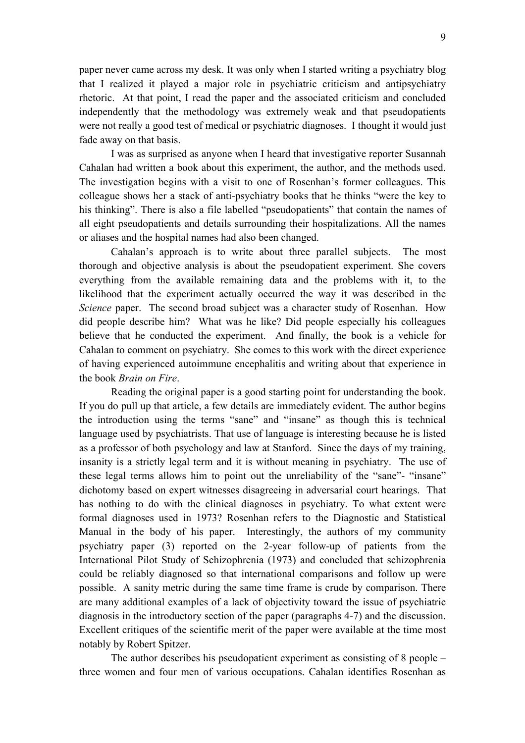paper never came across my desk. It was only when I started writing a psychiatry blog that I realized it played a major role in psychiatric criticism and antipsychiatry rhetoric. At that point, I read the paper and the associated criticism and concluded independently that the methodology was extremely weak and that pseudopatients were not really a good test of medical or psychiatric diagnoses. I thought it would just fade away on that basis.

I was as surprised as anyone when I heard that investigative reporter Susannah Cahalan had written a book about this experiment, the author, and the methods used. The investigation begins with a visit to one of Rosenhan's former colleagues. This colleague shows her a stack of anti-psychiatry books that he thinks "were the key to his thinking". There is also a file labelled "pseudopatients" that contain the names of all eight pseudopatients and details surrounding their hospitalizations. All the names or aliases and the hospital names had also been changed.

Cahalan's approach is to write about three parallel subjects. The most thorough and objective analysis is about the pseudopatient experiment. She covers everything from the available remaining data and the problems with it, to the likelihood that the experiment actually occurred the way it was described in the *Science* paper. The second broad subject was a character study of Rosenhan. How did people describe him? What was he like? Did people especially his colleagues believe that he conducted the experiment. And finally, the book is a vehicle for Cahalan to comment on psychiatry. She comes to this work with the direct experience of having experienced autoimmune encephalitis and writing about that experience in the book *Brain on Fire*.

Reading the original paper is a good starting point for understanding the book. If you do pull up that article, a few details are immediately evident. The author begins the introduction using the terms "sane" and "insane" as though this is technical language used by psychiatrists. That use of language is interesting because he is listed as a professor of both psychology and law at Stanford. Since the days of my training, insanity is a strictly legal term and it is without meaning in psychiatry. The use of these legal terms allows him to point out the unreliability of the "sane"- "insane" dichotomy based on expert witnesses disagreeing in adversarial court hearings. That has nothing to do with the clinical diagnoses in psychiatry. To what extent were formal diagnoses used in 1973? Rosenhan refers to the Diagnostic and Statistical Manual in the body of his paper. Interestingly, the authors of my community psychiatry paper (3) reported on the 2-year follow-up of patients from the International Pilot Study of Schizophrenia (1973) and concluded that schizophrenia could be reliably diagnosed so that international comparisons and follow up were possible. A sanity metric during the same time frame is crude by comparison. There are many additional examples of a lack of objectivity toward the issue of psychiatric diagnosis in the introductory section of the paper (paragraphs 4-7) and the discussion. Excellent critiques of the scientific merit of the paper were available at the time most notably by Robert Spitzer.

The author describes his pseudopatient experiment as consisting of 8 people – three women and four men of various occupations. Cahalan identifies Rosenhan as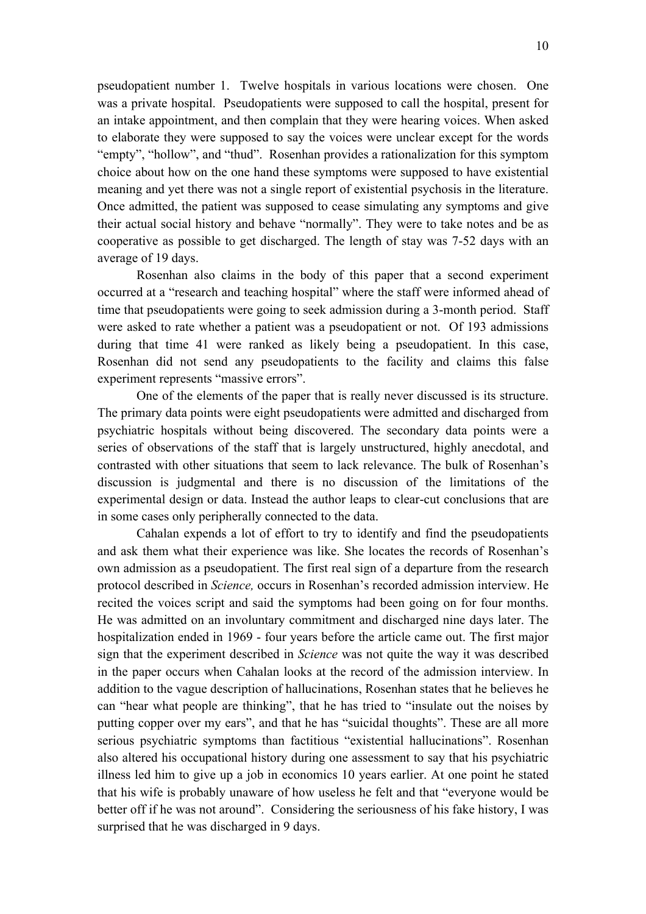pseudopatient number 1. Twelve hospitals in various locations were chosen. One was a private hospital. Pseudopatients were supposed to call the hospital, present for an intake appointment, and then complain that they were hearing voices. When asked to elaborate they were supposed to say the voices were unclear except for the words "empty", "hollow", and "thud". Rosenhan provides a rationalization for this symptom choice about how on the one hand these symptoms were supposed to have existential meaning and yet there was not a single report of existential psychosis in the literature. Once admitted, the patient was supposed to cease simulating any symptoms and give their actual social history and behave "normally". They were to take notes and be as cooperative as possible to get discharged. The length of stay was 7-52 days with an average of 19 days.

Rosenhan also claims in the body of this paper that a second experiment occurred at a "research and teaching hospital" where the staff were informed ahead of time that pseudopatients were going to seek admission during a 3-month period. Staff were asked to rate whether a patient was a pseudopatient or not. Of 193 admissions during that time 41 were ranked as likely being a pseudopatient. In this case, Rosenhan did not send any pseudopatients to the facility and claims this false experiment represents "massive errors".

One of the elements of the paper that is really never discussed is its structure. The primary data points were eight pseudopatients were admitted and discharged from psychiatric hospitals without being discovered. The secondary data points were a series of observations of the staff that is largely unstructured, highly anecdotal, and contrasted with other situations that seem to lack relevance. The bulk of Rosenhan's discussion is judgmental and there is no discussion of the limitations of the experimental design or data. Instead the author leaps to clear-cut conclusions that are in some cases only peripherally connected to the data.

Cahalan expends a lot of effort to try to identify and find the pseudopatients and ask them what their experience was like. She locates the records of Rosenhan's own admission as a pseudopatient. The first real sign of a departure from the research protocol described in *Science,* occurs in Rosenhan's recorded admission interview. He recited the voices script and said the symptoms had been going on for four months. He was admitted on an involuntary commitment and discharged nine days later. The hospitalization ended in 1969 - four years before the article came out. The first major sign that the experiment described in *Science* was not quite the way it was described in the paper occurs when Cahalan looks at the record of the admission interview. In addition to the vague description of hallucinations, Rosenhan states that he believes he can "hear what people are thinking", that he has tried to "insulate out the noises by putting copper over my ears", and that he has "suicidal thoughts". These are all more serious psychiatric symptoms than factitious "existential hallucinations". Rosenhan also altered his occupational history during one assessment to say that his psychiatric illness led him to give up a job in economics 10 years earlier. At one point he stated that his wife is probably unaware of how useless he felt and that "everyone would be better off if he was not around". Considering the seriousness of his fake history, I was surprised that he was discharged in 9 days.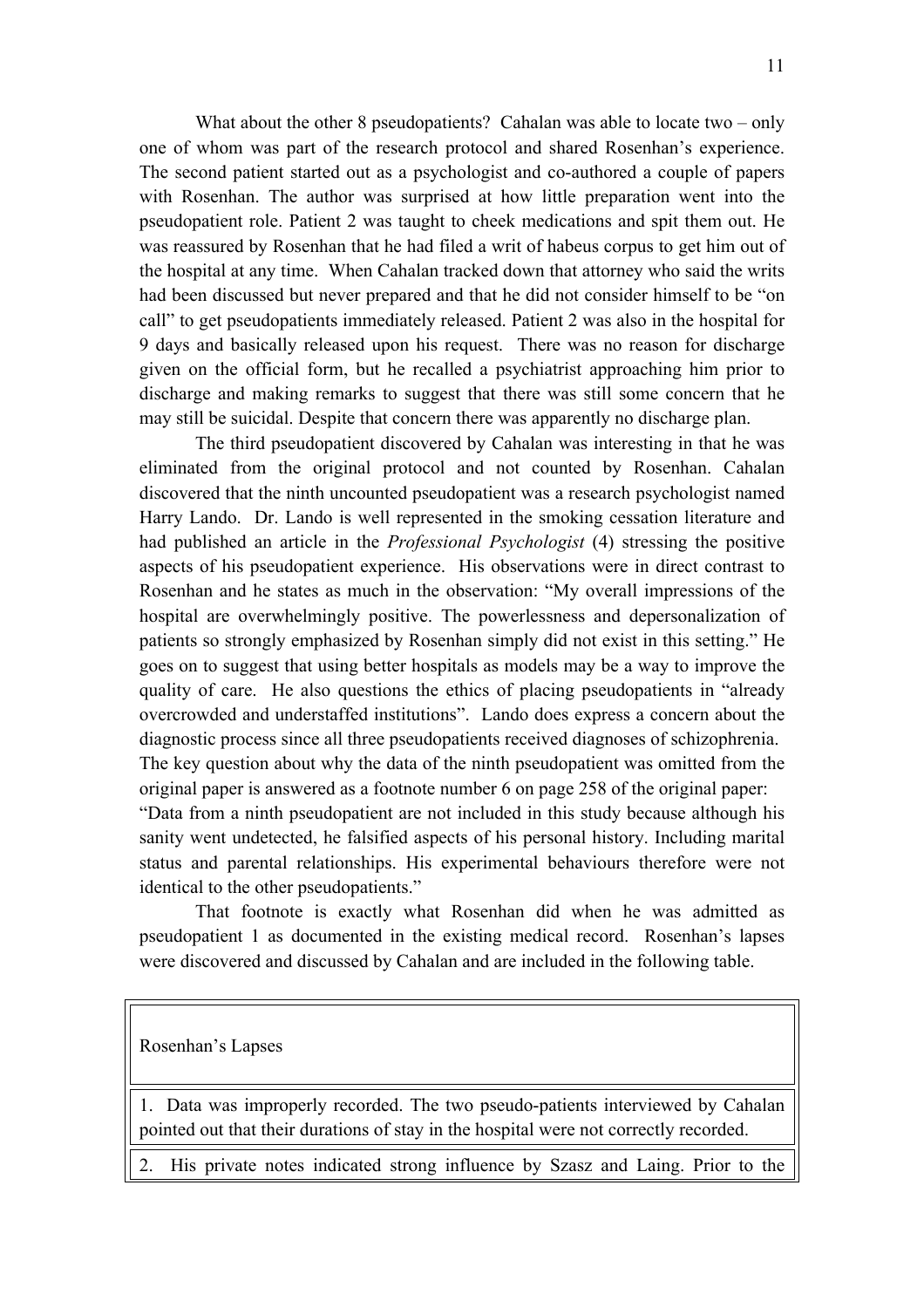What about the other 8 pseudopatients? Cahalan was able to locate two – only one of whom was part of the research protocol and shared Rosenhan's experience. The second patient started out as a psychologist and co-authored a couple of papers with Rosenhan. The author was surprised at how little preparation went into the pseudopatient role. Patient 2 was taught to cheek medications and spit them out. He was reassured by Rosenhan that he had filed a writ of habeus corpus to get him out of the hospital at any time. When Cahalan tracked down that attorney who said the writs had been discussed but never prepared and that he did not consider himself to be "on call" to get pseudopatients immediately released. Patient 2 was also in the hospital for 9 days and basically released upon his request. There was no reason for discharge given on the official form, but he recalled a psychiatrist approaching him prior to discharge and making remarks to suggest that there was still some concern that he may still be suicidal. Despite that concern there was apparently no discharge plan.

The third pseudopatient discovered by Cahalan was interesting in that he was eliminated from the original protocol and not counted by Rosenhan. Cahalan discovered that the ninth uncounted pseudopatient was a research psychologist named Harry Lando. Dr. Lando is well represented in the smoking cessation literature and had published an article in the *Professional Psychologist* (4) stressing the positive aspects of his pseudopatient experience. His observations were in direct contrast to Rosenhan and he states as much in the observation: "My overall impressions of the hospital are overwhelmingly positive. The powerlessness and depersonalization of patients so strongly emphasized by Rosenhan simply did not exist in this setting." He goes on to suggest that using better hospitals as models may be a way to improve the quality of care. He also questions the ethics of placing pseudopatients in "already overcrowded and understaffed institutions". Lando does express a concern about the diagnostic process since all three pseudopatients received diagnoses of schizophrenia. The key question about why the data of the ninth pseudopatient was omitted from the original paper is answered as a footnote number 6 on page 258 of the original paper: "Data from a ninth pseudopatient are not included in this study because although his sanity went undetected, he falsified aspects of his personal history. Including marital status and parental relationships. His experimental behaviours therefore were not identical to the other pseudopatients."

That footnote is exactly what Rosenhan did when he was admitted as pseudopatient 1 as documented in the existing medical record. Rosenhan's lapses were discovered and discussed by Cahalan and are included in the following table.

| Rosenhan's Lapses |
|---|
| 1. Data was improperly recorded. The two pseudo-patients interviewed by Cahalan pointed out that their durations of stay in the hospital were not correctly recorded. |
| 2. His private notes indicated strong influence by Szasz and Laing. Prior to the |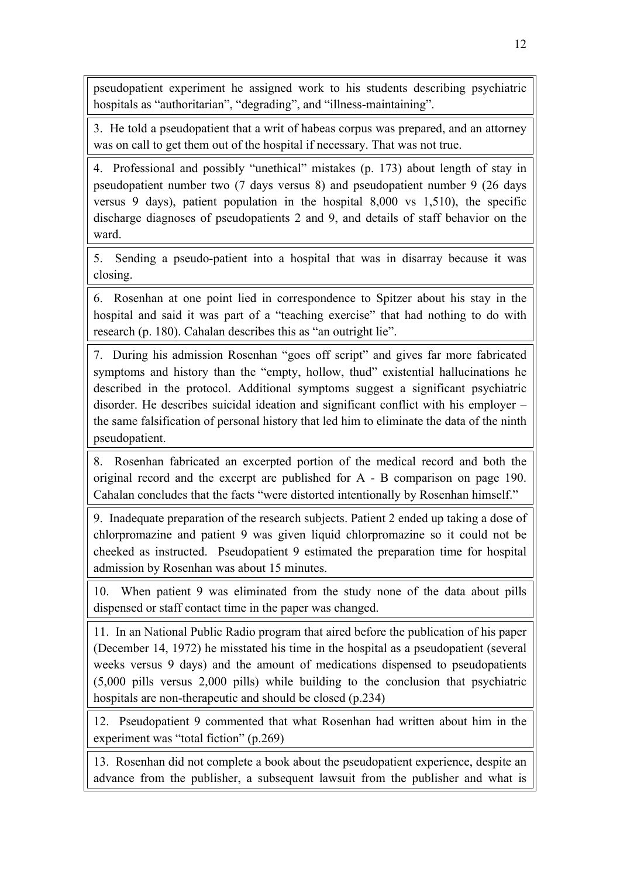pseudopatient experiment he assigned work to his students describing psychiatric hospitals as “authoritarian”, “degrading”, and “illness-maintaining”.

3. He told a pseudopatient that a writ of habeas corpus was prepared, and an attorney was on call to get them out of the hospital if necessary. That was not true.

4. Professional and possibly “unethical” mistakes (p. 173) about length of stay in pseudopatient number two (7 days versus 8) and pseudopatient number 9 (26 days versus 9 days), patient population in the hospital 8,000 vs 1,510), the specific discharge diagnoses of pseudopatients 2 and 9, and details of staff behavior on the ward.

5. Sending a pseudo-patient into a hospital that was in disarray because it was closing.

6. Rosenhan at one point lied in correspondence to Spitzer about his stay in the hospital and said it was part of a “teaching exercise” that had nothing to do with research (p. 180). Cahalan describes this as “an outright lie”.

7. During his admission Rosenhan “goes off script” and gives far more fabricated symptoms and history than the “empty, hollow, thud” existential hallucinations he described in the protocol. Additional symptoms suggest a significant psychiatric disorder. He describes suicidal ideation and significant conflict with his employer – the same falsification of personal history that led him to eliminate the data of the ninth pseudopatient.

8. Rosenhan fabricated an excerpted portion of the medical record and both the original record and the excerpt are published for A - B comparison on page 190. Cahalan concludes that the facts “were distorted intentionally by Rosenhan himself.”

9. Inadequate preparation of the research subjects. Patient 2 ended up taking a dose of chlorpromazine and patient 9 was given liquid chlorpromazine so it could not be cheeked as instructed. Pseudopatient 9 estimated the preparation time for hospital admission by Rosenhan was about 15 minutes.

10. When patient 9 was eliminated from the study none of the data about pills dispensed or staff contact time in the paper was changed.

11. In an National Public Radio program that aired before the publication of his paper (December 14, 1972) he misstated his time in the hospital as a pseudopatient (several weeks versus 9 days) and the amount of medications dispensed to pseudopatients (5,000 pills versus 2,000 pills) while building to the conclusion that psychiatric hospitals are non-therapeutic and should be closed (p.234)

12. Pseudopatient 9 commented that what Rosenhan had written about him in the experiment was “total fiction” (p.269)

13. Rosenhan did not complete a book about the pseudopatient experience, despite an advance from the publisher, a subsequent lawsuit from the publisher and what is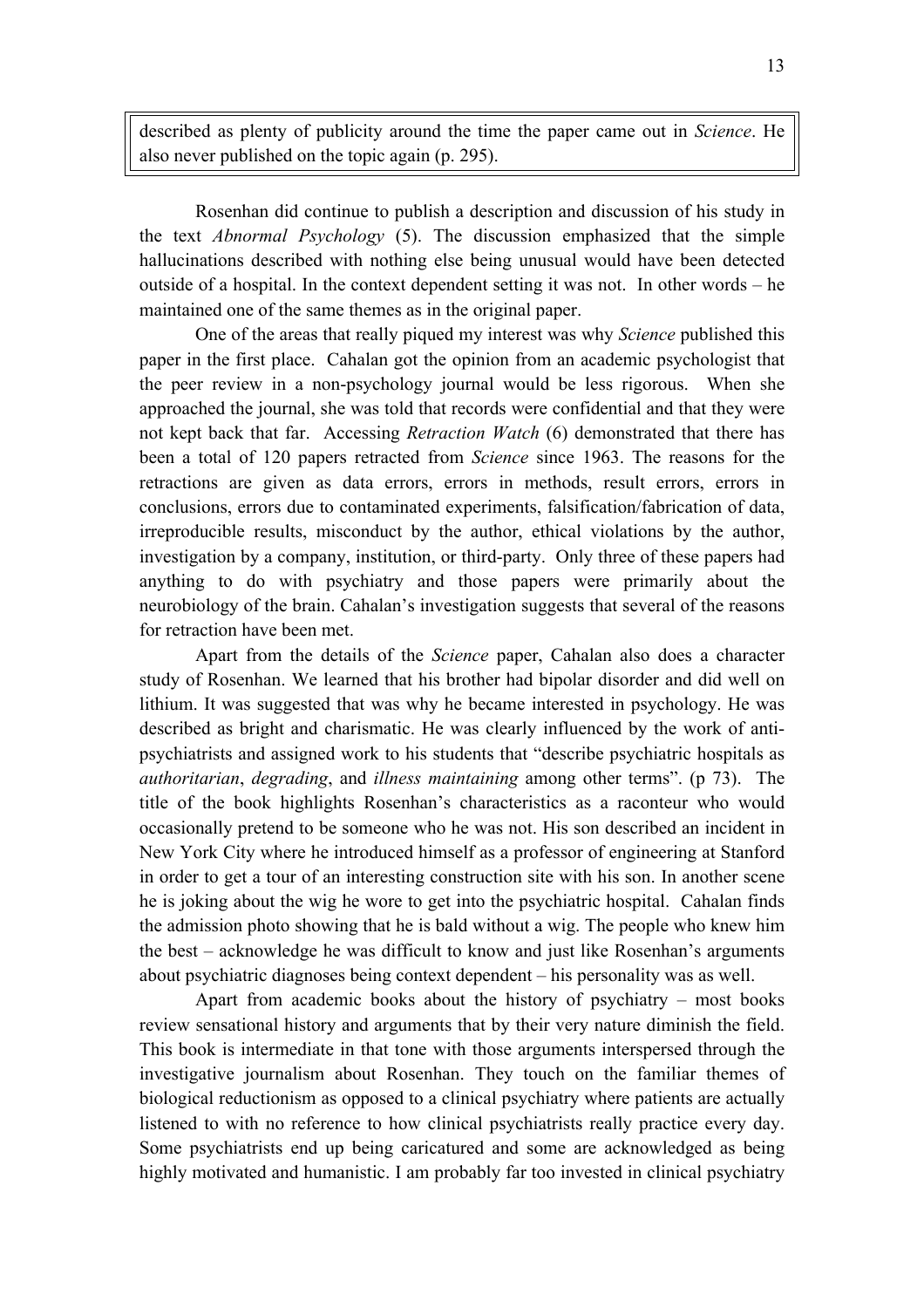described as plenty of publicity around the time the paper came out in *Science*. He also never published on the topic again (p. 295).

Rosenhan did continue to publish a description and discussion of his study in the text *Abnormal Psychology* (5). The discussion emphasized that the simple hallucinations described with nothing else being unusual would have been detected outside of a hospital. In the context dependent setting it was not. In other words – he maintained one of the same themes as in the original paper.

One of the areas that really piqued my interest was why *Science* published this paper in the first place. Cahalan got the opinion from an academic psychologist that the peer review in a non-psychology journal would be less rigorous. When she approached the journal, she was told that records were confidential and that they were not kept back that far. Accessing *Retraction Watch* (6) demonstrated that there has been a total of 120 papers retracted from *Science* since 1963. The reasons for the retractions are given as data errors, errors in methods, result errors, errors in conclusions, errors due to contaminated experiments, falsification/fabrication of data, irreproducible results, misconduct by the author, ethical violations by the author, investigation by a company, institution, or third-party. Only three of these papers had anything to do with psychiatry and those papers were primarily about the neurobiology of the brain. Cahalan's investigation suggests that several of the reasons for retraction have been met.

Apart from the details of the *Science* paper, Cahalan also does a character study of Rosenhan. We learned that his brother had bipolar disorder and did well on lithium. It was suggested that was why he became interested in psychology. He was described as bright and charismatic. He was clearly influenced by the work of anti-psychiatrists and assigned work to his students that "describe psychiatric hospitals as *authoritarian*, *degrading*, and *illness maintaining* among other terms". (p 73). The title of the book highlights Rosenhan's characteristics as a raconteur who would occasionally pretend to be someone who he was not. His son described an incident in New York City where he introduced himself as a professor of engineering at Stanford in order to get a tour of an interesting construction site with his son. In another scene he is joking about the wig he wore to get into the psychiatric hospital. Cahalan finds the admission photo showing that he is bald without a wig. The people who knew him the best – acknowledge he was difficult to know and just like Rosenhan's arguments about psychiatric diagnoses being context dependent – his personality was as well.

Apart from academic books about the history of psychiatry – most books review sensational history and arguments that by their very nature diminish the field. This book is intermediate in that tone with those arguments interspersed through the investigative journalism about Rosenhan. They touch on the familiar themes of biological reductionism as opposed to a clinical psychiatry where patients are actually listened to with no reference to how clinical psychiatrists really practice every day. Some psychiatrists end up being caricatured and some are acknowledged as being highly motivated and humanistic. I am probably far too invested in clinical psychiatry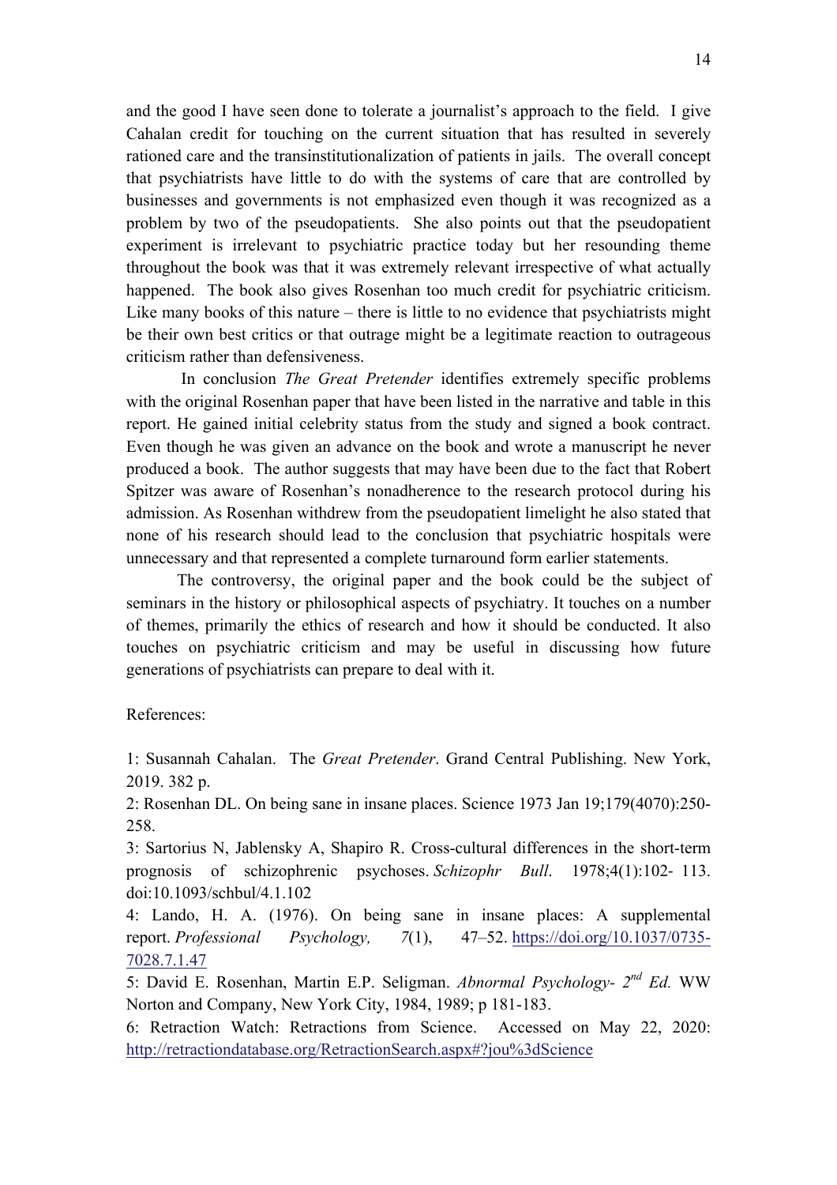and the good I have seen done to tolerate a journalist's approach to the field. I give Cahalan credit for touching on the current situation that has resulted in severely rationed care and the transinstitutionalization of patients in jails. The overall concept that psychiatrists have little to do with the systems of care that are controlled by businesses and governments is not emphasized even though it was recognized as a problem by two of the pseudopatients. She also points out that the pseudopatient experiment is irrelevant to psychiatric practice today but her resounding theme throughout the book was that it was extremely relevant irrespective of what actually happened. The book also gives Rosenhan too much credit for psychiatric criticism. Like many books of this nature – there is little to no evidence that psychiatrists might be their own best critics or that outrage might be a legitimate reaction to outrageous criticism rather than defensiveness.

In conclusion *The Great Pretender* identifies extremely specific problems with the original Rosenhan paper that have been listed in the narrative and table in this report. He gained initial celebrity status from the study and signed a book contract. Even though he was given an advance on the book and wrote a manuscript he never produced a book. The author suggests that may have been due to the fact that Robert Spitzer was aware of Rosenhan's nonadherence to the research protocol during his admission. As Rosenhan withdrew from the pseudopatient limelight he also stated that none of his research should lead to the conclusion that psychiatric hospitals were unnecessary and that represented a complete turnaround form earlier statements.

The controversy, the original paper and the book could be the subject of seminars in the history or philosophical aspects of psychiatry. It touches on a number of themes, primarily the ethics of research and how it should be conducted. It also touches on psychiatric criticism and may be useful in discussing how future generations of psychiatrists can prepare to deal with it.

References:

1: Susannah Cahalan. The *Great Pretender*. Grand Central Publishing. New York, 2019. 382 p.

2: Rosenhan DL. On being sane in insane places. Science 1973 Jan 19;179(4070):250-258.

3: Sartorius N, Jablensky A, Shapiro R. Cross-cultural differences in the short-term prognosis of schizophrenic psychoses. *Schizophr Bull*. 1978;4(1):102- 113. doi:10.1093/schbul/4.1.102

4: Lando, H. A. (1976). On being sane in insane places: A supplemental report. *Professional Psychology, 7*(1), 47–52. https://doi.org/10.1037/0735-7028.7.1.47

5: David E. Rosenhan, Martin E.P. Seligman. *Abnormal Psychology- 2nd Ed.* WW Norton and Company, New York City, 1984, 1989; p 181-183.

6: Retraction Watch: Retractions from Science. Accessed on May 22, 2020: http://retractiondatabase.org/RetractionSearch.aspx#?jou%3dScience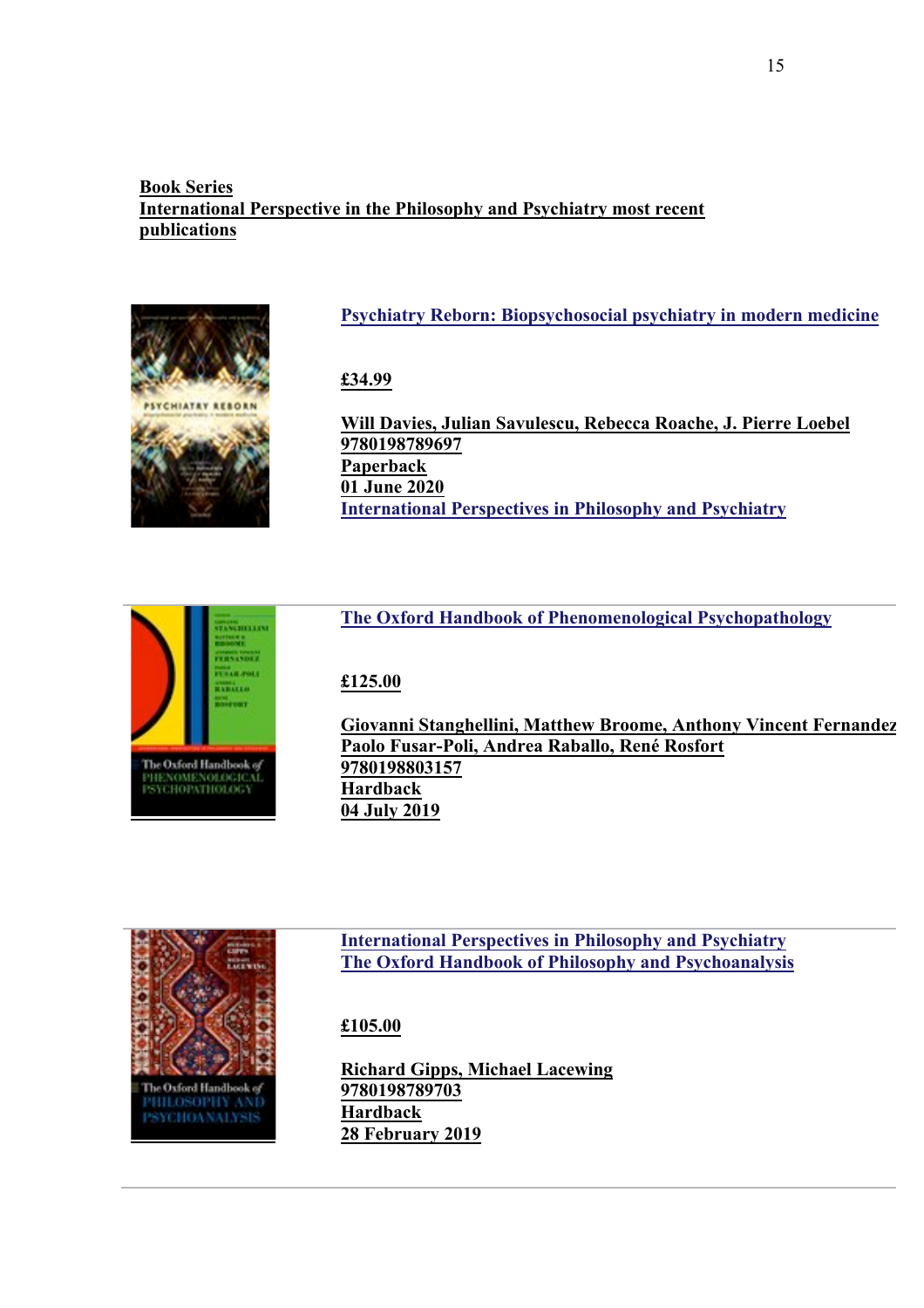**Book Series**
**International Perspective in the Philosophy and Psychiatry most recent publications**

**Psychiatry Reborn: Biopsychosocial psychiatry in modern medicine**

**£34.99**

**Will Davies, Julian Savulescu, Rebecca Roache, J. Pierre Loebel**
**9780198789697**
**Paperback**
**01 June 2020**
**International Perspectives in Philosophy and Psychiatry**

---

**The Oxford Handbook of Phenomenological Psychopathology**

**£125.00**

**Giovanni Stanghellini, Matthew Broome, Anthony Vincent Fernandez**
**Paolo Fusar-Poli, Andrea Raballo, René Rosfort**
**9780198803157**
**Hardback**
**04 July 2019**

---

**International Perspectives in Philosophy and Psychiatry**
**The Oxford Handbook of Philosophy and Psychoanalysis**

**£105.00**

**Richard Gipps, Michael Lacewing**
**9780198789703**
**Hardback**
**28 February 2019**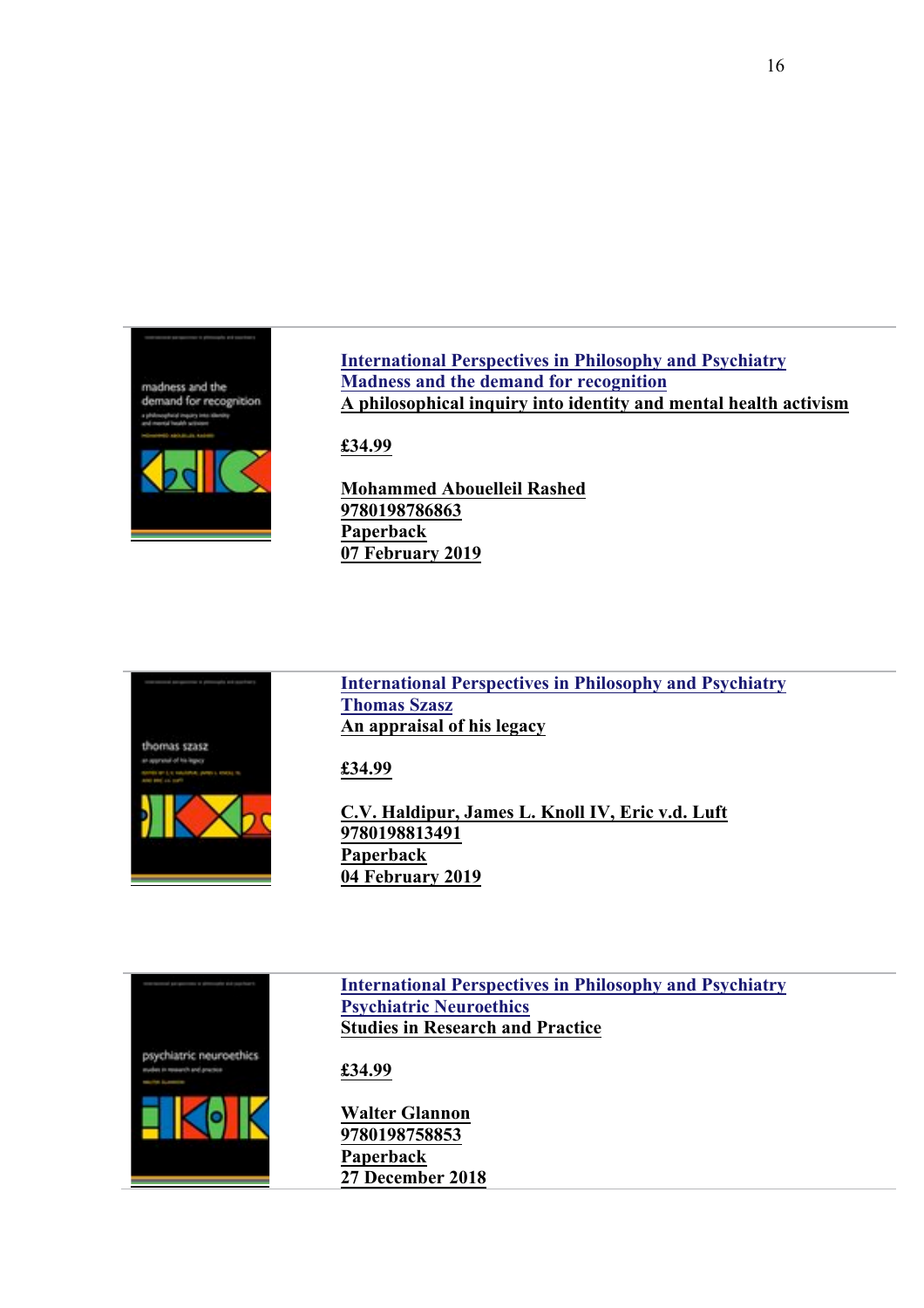**International Perspectives in Philosophy and Psychiatry**
**Madness and the demand for recognition**
**A philosophical inquiry into identity and mental health activism**

**£34.99**

**Mohammed Abouelleil Rashed**
**9780198786863**
**Paperback**
**07 February 2019**

---

**International Perspectives in Philosophy and Psychiatry**
**Thomas Szasz**
**An appraisal of his legacy**

**£34.99**

**C.V. Haldipur, James L. Knoll IV, Eric v.d. Luft**
**9780198813491**
**Paperback**
**04 February 2019**

---

**International Perspectives in Philosophy and Psychiatry**
**Psychiatric Neuroethics**
**Studies in Research and Practice**

**£34.99**

**Walter Glannon**
**9780198758853**
**Paperback**
**27 December 2018**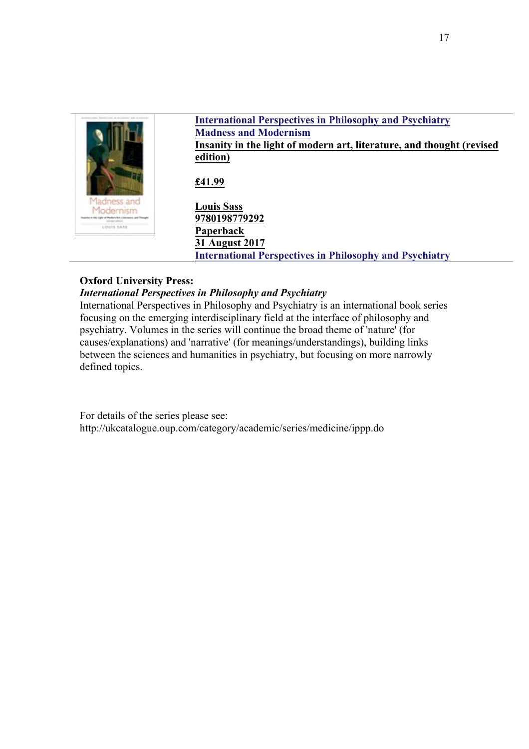**International Perspectives in Philosophy and Psychiatry**
**Madness and Modernism**
**Insanity in the light of modern art, literature, and thought (revised edition)**

**£41.99**

**Louis Sass**
**9780198779292**
**Paperback**
**31 August 2017**
**International Perspectives in Philosophy and Psychiatry**

**Oxford University Press:**
***International Perspectives in Philosophy and Psychiatry***
International Perspectives in Philosophy and Psychiatry is an international book series focusing on the emerging interdisciplinary field at the interface of philosophy and psychiatry. Volumes in the series will continue the broad theme of 'nature' (for causes/explanations) and 'narrative' (for meanings/understandings), building links between the sciences and humanities in psychiatry, but focusing on more narrowly defined topics.

For details of the series please see:
http://ukcatalogue.oup.com/category/academic/series/medicine/ippp.do